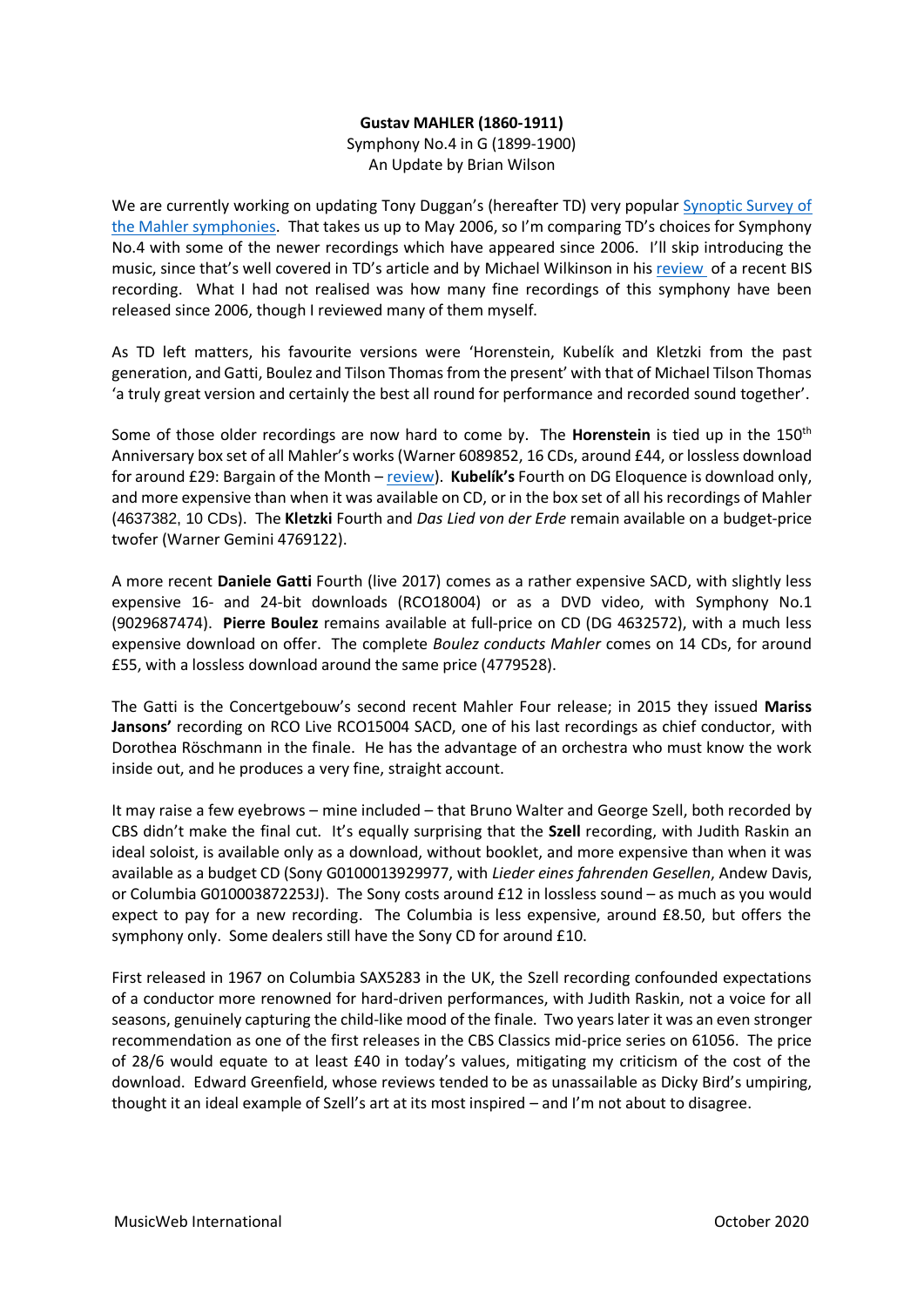**Gustav MAHLER (1860-1911)**

Symphony No.4 in G (1899-1900)

An Update by Brian Wilson

We are currently working on updating Tony Duggan's (hereafter TD) very popular Synoptic Survey of the Mahler symphonies. That takes us up to May 2006, so I'm comparing TD's choices for Symphony No.4 with some of the newer recordings which have appeared since 2006. I'll skip introducing the music, since that's well covered in TD's article and by Michael Wilkinson in his review of a recent BIS recording. What I had not realised was how many fine recordings of this symphony have been released since 2006, though I reviewed many of them myself.

As TD left matters, his favourite versions were 'Horenstein, Kubelík and Kletzki from the past generation, and Gatti, Boulez and Tilson Thomas from the present' with that of Michael Tilson Thomas 'a truly great version and certainly the best all round for performance and recorded sound together'.

Some of those older recordings are now hard to come by. The **Horenstein** is tied up in the 150th Anniversary box set of all Mahler's works (Warner 6089852, 16 CDs, around £44, or lossless download for around £29: Bargain of the Month – review). **Kubelík's** Fourth on DG Eloquence is download only, and more expensive than when it was available on CD, or in the box set of all his recordings of Mahler (4637382, 10 CDs). The **Kletzki** Fourth and *Das Lied von der Erde* remain available on a budget-price twofer (Warner Gemini 4769122).

A more recent **Daniele Gatti** Fourth (live 2017) comes as a rather expensive SACD, with slightly less expensive 16- and 24-bit downloads (RCO18004) or as a DVD video, with Symphony No.1 (9029687474). **Pierre Boulez** remains available at full-price on CD (DG 4632572), with a much less expensive download on offer. The complete *Boulez conducts Mahler* comes on 14 CDs, for around £55, with a lossless download around the same price (4779528).

The Gatti is the Concertgebouw's second recent Mahler Four release; in 2015 they issued **Mariss Jansons'** recording on RCO Live RCO15004 SACD, one of his last recordings as chief conductor, with Dorothea Röschmann in the finale. He has the advantage of an orchestra who must know the work inside out, and he produces a very fine, straight account.

It may raise a few eyebrows – mine included – that Bruno Walter and George Szell, both recorded by CBS didn't make the final cut. It's equally surprising that the **Szell** recording, with Judith Raskin an ideal soloist, is available only as a download, without booklet, and more expensive than when it was available as a budget CD (Sony G0100013929977, with *Lieder eines fahrenden Gesellen*, Andew Davis, or Columbia G010003872253J). The Sony costs around £12 in lossless sound – as much as you would expect to pay for a new recording. The Columbia is less expensive, around £8.50, but offers the symphony only. Some dealers still have the Sony CD for around £10.

First released in 1967 on Columbia SAX5283 in the UK, the Szell recording confounded expectations of a conductor more renowned for hard-driven performances, with Judith Raskin, not a voice for all seasons, genuinely capturing the child-like mood of the finale. Two years later it was an even stronger recommendation as one of the first releases in the CBS Classics mid-price series on 61056. The price of 28/6 would equate to at least £40 in today's values, mitigating my criticism of the cost of the download. Edward Greenfield, whose reviews tended to be as unassailable as Dicky Bird's umpiring, thought it an ideal example of Szell's art at its most inspired – and I'm not about to disagree.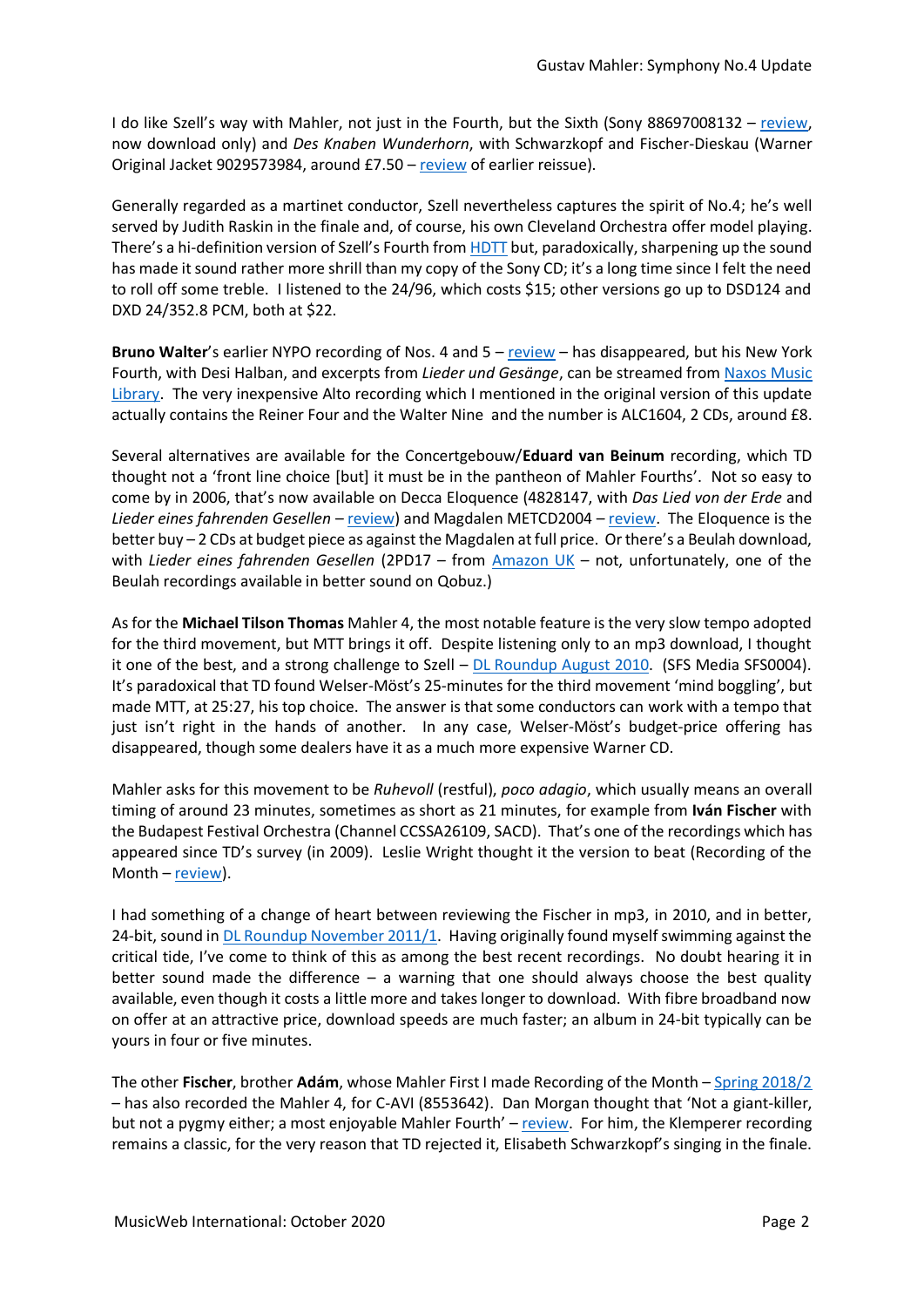I do like Szell's way with Mahler, not just in the Fourth, but the Sixth (Sony 88697008132 – review, now download only) and *Des Knaben Wunderhorn*, with Schwarzkopf and Fischer-Dieskau (Warner Original Jacket 9029573984, around £7.50 – review of earlier reissue).

Generally regarded as a martinet conductor, Szell nevertheless captures the spirit of No.4; he's well served by Judith Raskin in the finale and, of course, his own Cleveland Orchestra offer model playing. There's a hi-definition version of Szell's Fourth from HDTT but, paradoxically, sharpening up the sound has made it sound rather more shrill than my copy of the Sony CD; it's a long time since I felt the need to roll off some treble. I listened to the 24/96, which costs $15; other versions go up to DSD124 and DXD 24/352.8 PCM, both at $22.

**Bruno Walter**'s earlier NYPO recording of Nos. 4 and 5 – review – has disappeared, but his New York Fourth, with Desi Halban, and excerpts from *Lieder und Gesänge*, can be streamed from Naxos Music Library. The very inexpensive Alto recording which I mentioned in the original version of this update actually contains the Reiner Four and the Walter Nine and the number is ALC1604, 2 CDs, around £8.

Several alternatives are available for the Concertgebouw/**Eduard van Beinum** recording, which TD thought not a 'front line choice [but] it must be in the pantheon of Mahler Fourths'. Not so easy to come by in 2006, that's now available on Decca Eloquence (4828147, with *Das Lied von der Erde* and *Lieder eines fahrenden Gesellen* – review) and Magdalen METCD2004 – review. The Eloquence is the better buy – 2 CDs at budget piece as against the Magdalen at full price. Or there's a Beulah download, with *Lieder eines fahrenden Gesellen* (2PD17 – from Amazon UK – not, unfortunately, one of the Beulah recordings available in better sound on Qobuz.)

As for the **Michael Tilson Thomas** Mahler 4, the most notable feature is the very slow tempo adopted for the third movement, but MTT brings it off. Despite listening only to an mp3 download, I thought it one of the best, and a strong challenge to Szell – DL Roundup August 2010. (SFS Media SFS0004). It's paradoxical that TD found Welser-Möst's 25-minutes for the third movement 'mind boggling', but made MTT, at 25:27, his top choice. The answer is that some conductors can work with a tempo that just isn't right in the hands of another. In any case, Welser-Möst's budget-price offering has disappeared, though some dealers have it as a much more expensive Warner CD.

Mahler asks for this movement to be *Ruhevoll* (restful), *poco adagio*, which usually means an overall timing of around 23 minutes, sometimes as short as 21 minutes, for example from **Iván Fischer** with the Budapest Festival Orchestra (Channel CCSSA26109, SACD). That's one of the recordings which has appeared since TD's survey (in 2009). Leslie Wright thought it the version to beat (Recording of the Month – review).

I had something of a change of heart between reviewing the Fischer in mp3, in 2010, and in better, 24-bit, sound in DL Roundup November 2011/1. Having originally found myself swimming against the critical tide, I've come to think of this as among the best recent recordings. No doubt hearing it in better sound made the difference – a warning that one should always choose the best quality available, even though it costs a little more and takes longer to download. With fibre broadband now on offer at an attractive price, download speeds are much faster; an album in 24-bit typically can be yours in four or five minutes.

The other **Fischer**, brother **Adám**, whose Mahler First I made Recording of the Month – Spring 2018/2 – has also recorded the Mahler 4, for C-AVI (8553642). Dan Morgan thought that 'Not a giant-killer, but not a pygmy either; a most enjoyable Mahler Fourth' – review. For him, the Klemperer recording remains a classic, for the very reason that TD rejected it, Elisabeth Schwarzkopf's singing in the finale.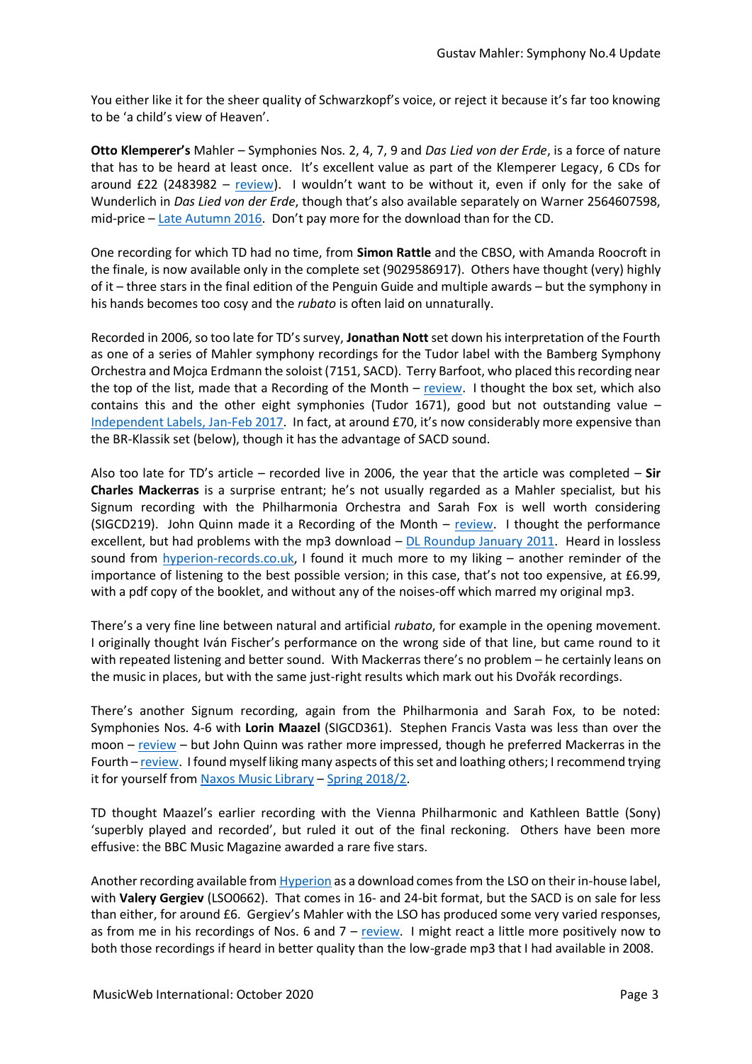You either like it for the sheer quality of Schwarzkopf's voice, or reject it because it's far too knowing to be 'a child's view of Heaven'.

**Otto Klemperer's** Mahler – Symphonies Nos. 2, 4, 7, 9 and *Das Lied von der Erde*, is a force of nature that has to be heard at least once. It's excellent value as part of the Klemperer Legacy, 6 CDs for around £22 (2483982 – review). I wouldn't want to be without it, even if only for the sake of Wunderlich in *Das Lied von der Erde*, though that's also available separately on Warner 2564607598, mid-price – Late Autumn 2016. Don't pay more for the download than for the CD.

One recording for which TD had no time, from **Simon Rattle** and the CBSO, with Amanda Roocroft in the finale, is now available only in the complete set (9029586917). Others have thought (very) highly of it – three stars in the final edition of the Penguin Guide and multiple awards – but the symphony in his hands becomes too cosy and the *rubato* is often laid on unnaturally.

Recorded in 2006, so too late for TD's survey, **Jonathan Nott** set down his interpretation of the Fourth as one of a series of Mahler symphony recordings for the Tudor label with the Bamberg Symphony Orchestra and Mojca Erdmann the soloist (7151, SACD). Terry Barfoot, who placed this recording near the top of the list, made that a Recording of the Month – review. I thought the box set, which also contains this and the other eight symphonies (Tudor 1671), good but not outstanding value – Independent Labels, Jan-Feb 2017. In fact, at around £70, it's now considerably more expensive than the BR-Klassik set (below), though it has the advantage of SACD sound.

Also too late for TD's article – recorded live in 2006, the year that the article was completed – **Sir Charles Mackerras** is a surprise entrant; he's not usually regarded as a Mahler specialist, but his Signum recording with the Philharmonia Orchestra and Sarah Fox is well worth considering (SIGCD219). John Quinn made it a Recording of the Month – review. I thought the performance excellent, but had problems with the mp3 download – DL Roundup January 2011. Heard in lossless sound from hyperion-records.co.uk, I found it much more to my liking – another reminder of the importance of listening to the best possible version; in this case, that's not too expensive, at £6.99, with a pdf copy of the booklet, and without any of the noises-off which marred my original mp3.

There's a very fine line between natural and artificial *rubato*, for example in the opening movement. I originally thought Iván Fischer's performance on the wrong side of that line, but came round to it with repeated listening and better sound. With Mackerras there's no problem – he certainly leans on the music in places, but with the same just-right results which mark out his Dvořák recordings.

There's another Signum recording, again from the Philharmonia and Sarah Fox, to be noted: Symphonies Nos. 4-6 with **Lorin Maazel** (SIGCD361). Stephen Francis Vasta was less than over the moon – review – but John Quinn was rather more impressed, though he preferred Mackerras in the Fourth – review. I found myself liking many aspects of this set and loathing others; I recommend trying it for yourself from Naxos Music Library – Spring 2018/2.

TD thought Maazel's earlier recording with the Vienna Philharmonic and Kathleen Battle (Sony) 'superbly played and recorded', but ruled it out of the final reckoning. Others have been more effusive: the BBC Music Magazine awarded a rare five stars.

Another recording available from Hyperion as a download comes from the LSO on their in-house label, with **Valery Gergiev** (LSO0662). That comes in 16- and 24-bit format, but the SACD is on sale for less than either, for around £6. Gergiev's Mahler with the LSO has produced some very varied responses, as from me in his recordings of Nos. 6 and 7 – review. I might react a little more positively now to both those recordings if heard in better quality than the low-grade mp3 that I had available in 2008.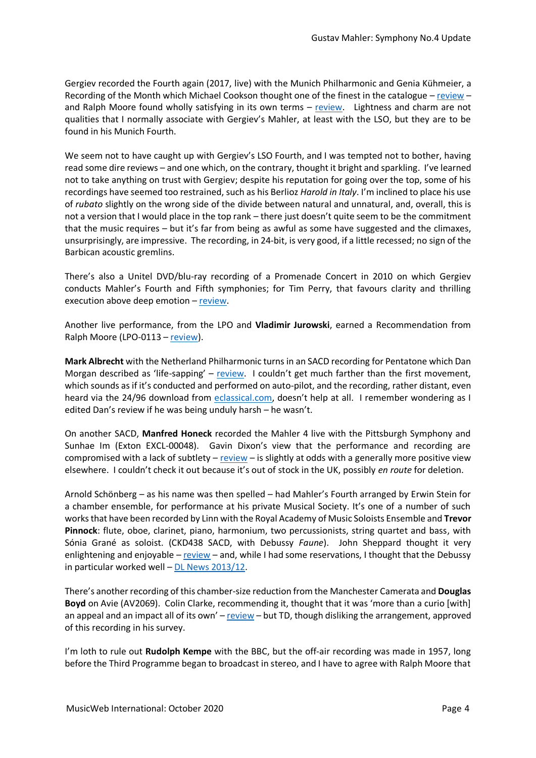Gergiev recorded the Fourth again (2017, live) with the Munich Philharmonic and Genia Kühmeier, a Recording of the Month which Michael Cookson thought one of the finest in the catalogue – review – and Ralph Moore found wholly satisfying in its own terms – review. Lightness and charm are not qualities that I normally associate with Gergiev's Mahler, at least with the LSO, but they are to be found in his Munich Fourth.

We seem not to have caught up with Gergiev's LSO Fourth, and I was tempted not to bother, having read some dire reviews – and one which, on the contrary, thought it bright and sparkling. I've learned not to take anything on trust with Gergiev; despite his reputation for going over the top, some of his recordings have seemed too restrained, such as his Berlioz *Harold in Italy*. I'm inclined to place his use of *rubato* slightly on the wrong side of the divide between natural and unnatural, and, overall, this is not a version that I would place in the top rank – there just doesn't quite seem to be the commitment that the music requires – but it's far from being as awful as some have suggested and the climaxes, unsurprisingly, are impressive. The recording, in 24-bit, is very good, if a little recessed; no sign of the Barbican acoustic gremlins.

There's also a Unitel DVD/blu-ray recording of a Promenade Concert in 2010 on which Gergiev conducts Mahler's Fourth and Fifth symphonies; for Tim Perry, that favours clarity and thrilling execution above deep emotion – review.

Another live performance, from the LPO and **Vladimir Jurowski**, earned a Recommendation from Ralph Moore (LPO-0113 – review).

**Mark Albrecht** with the Netherland Philharmonic turns in an SACD recording for Pentatone which Dan Morgan described as 'life-sapping' – review. I couldn't get much farther than the first movement, which sounds as if it's conducted and performed on auto-pilot, and the recording, rather distant, even heard via the 24/96 download from eclassical.com, doesn't help at all. I remember wondering as I edited Dan's review if he was being unduly harsh – he wasn't.

On another SACD, **Manfred Honeck** recorded the Mahler 4 live with the Pittsburgh Symphony and Sunhae Im (Exton EXCL-00048). Gavin Dixon's view that the performance and recording are compromised with a lack of subtlety – review – is slightly at odds with a generally more positive view elsewhere. I couldn't check it out because it's out of stock in the UK, possibly *en route* for deletion.

Arnold Schönberg – as his name was then spelled – had Mahler's Fourth arranged by Erwin Stein for a chamber ensemble, for performance at his private Musical Society. It's one of a number of such works that have been recorded by Linn with the Royal Academy of Music Soloists Ensemble and **Trevor Pinnock**: flute, oboe, clarinet, piano, harmonium, two percussionists, string quartet and bass, with Sónia Grané as soloist. (CKD438 SACD, with Debussy *Faune*). John Sheppard thought it very enlightening and enjoyable – review – and, while I had some reservations, I thought that the Debussy in particular worked well – DL News 2013/12.

There's another recording of this chamber-size reduction from the Manchester Camerata and **Douglas Boyd** on Avie (AV2069). Colin Clarke, recommending it, thought that it was 'more than a curio [with] an appeal and an impact all of its own' – review – but TD, though disliking the arrangement, approved of this recording in his survey.

I'm loth to rule out **Rudolph Kempe** with the BBC, but the off-air recording was made in 1957, long before the Third Programme began to broadcast in stereo, and I have to agree with Ralph Moore that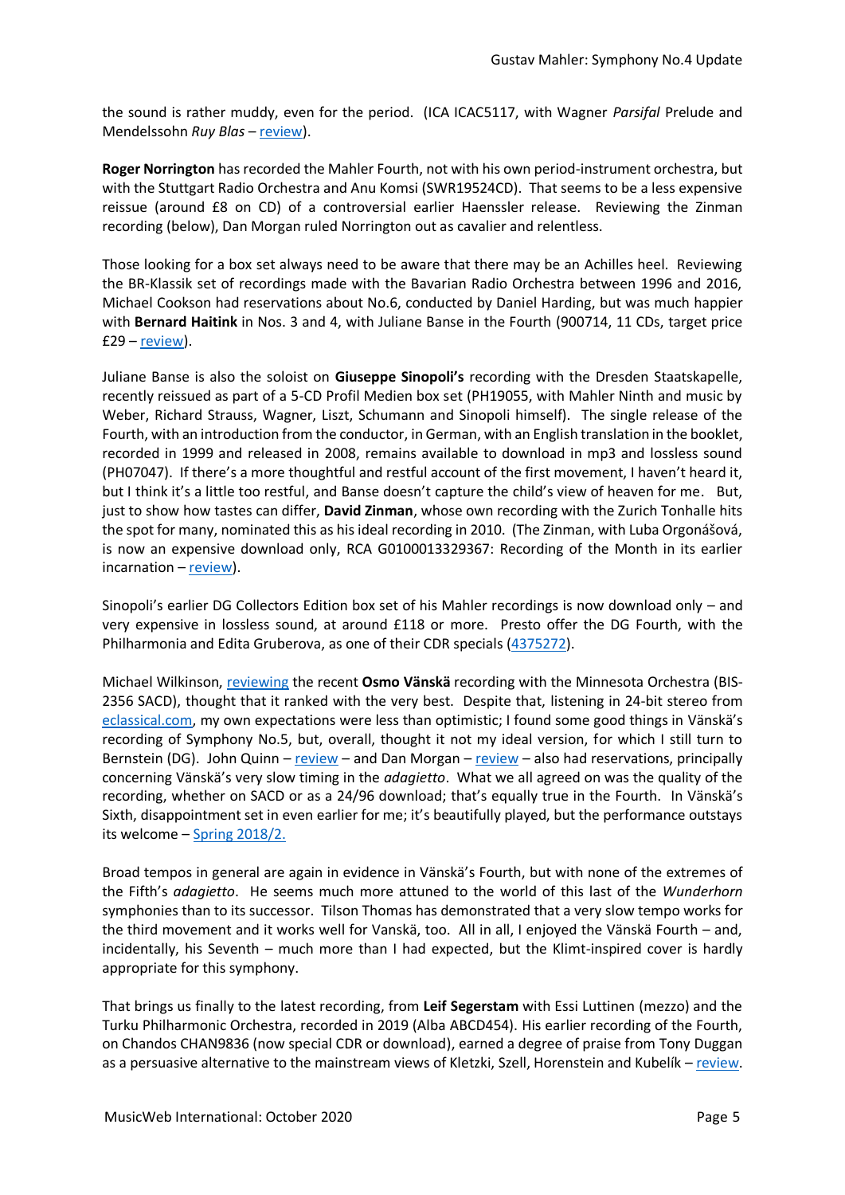the sound is rather muddy, even for the period. (ICA ICAC5117, with Wagner *Parsifal* Prelude and Mendelssohn *Ruy Blas* – review).

**Roger Norrington** has recorded the Mahler Fourth, not with his own period-instrument orchestra, but with the Stuttgart Radio Orchestra and Anu Komsi (SWR19524CD). That seems to be a less expensive reissue (around £8 on CD) of a controversial earlier Haenssler release. Reviewing the Zinman recording (below), Dan Morgan ruled Norrington out as cavalier and relentless.

Those looking for a box set always need to be aware that there may be an Achilles heel. Reviewing the BR-Klassik set of recordings made with the Bavarian Radio Orchestra between 1996 and 2016, Michael Cookson had reservations about No.6, conducted by Daniel Harding, but was much happier with **Bernard Haitink** in Nos. 3 and 4, with Juliane Banse in the Fourth (900714, 11 CDs, target price £29 – review).

Juliane Banse is also the soloist on **Giuseppe Sinopoli's** recording with the Dresden Staatskapelle, recently reissued as part of a 5-CD Profil Medien box set (PH19055, with Mahler Ninth and music by Weber, Richard Strauss, Wagner, Liszt, Schumann and Sinopoli himself). The single release of the Fourth, with an introduction from the conductor, in German, with an English translation in the booklet, recorded in 1999 and released in 2008, remains available to download in mp3 and lossless sound (PH07047). If there's a more thoughtful and restful account of the first movement, I haven't heard it, but I think it's a little too restful, and Banse doesn't capture the child's view of heaven for me. But, just to show how tastes can differ, **David Zinman**, whose own recording with the Zurich Tonhalle hits the spot for many, nominated this as his ideal recording in 2010. (The Zinman, with Luba Orgonášová, is now an expensive download only, RCA G0100013329367: Recording of the Month in its earlier incarnation – review).

Sinopoli's earlier DG Collectors Edition box set of his Mahler recordings is now download only – and very expensive in lossless sound, at around £118 or more. Presto offer the DG Fourth, with the Philharmonia and Edita Gruberova, as one of their CDR specials (4375272).

Michael Wilkinson, reviewing the recent **Osmo Vänskä** recording with the Minnesota Orchestra (BIS-2356 SACD), thought that it ranked with the very best. Despite that, listening in 24-bit stereo from eclassical.com, my own expectations were less than optimistic; I found some good things in Vänskä's recording of Symphony No.5, but, overall, thought it not my ideal version, for which I still turn to Bernstein (DG). John Quinn – review – and Dan Morgan – review – also had reservations, principally concerning Vänskä's very slow timing in the *adagietto*. What we all agreed on was the quality of the recording, whether on SACD or as a 24/96 download; that's equally true in the Fourth. In Vänskä's Sixth, disappointment set in even earlier for me; it's beautifully played, but the performance outstays its welcome – Spring 2018/2.

Broad tempos in general are again in evidence in Vänskä's Fourth, but with none of the extremes of the Fifth's *adagietto*. He seems much more attuned to the world of this last of the *Wunderhorn* symphonies than to its successor. Tilson Thomas has demonstrated that a very slow tempo works for the third movement and it works well for Vanskä, too. All in all, I enjoyed the Vänskä Fourth – and, incidentally, his Seventh – much more than I had expected, but the Klimt-inspired cover is hardly appropriate for this symphony.

That brings us finally to the latest recording, from **Leif Segerstam** with Essi Luttinen (mezzo) and the Turku Philharmonic Orchestra, recorded in 2019 (Alba ABCD454). His earlier recording of the Fourth, on Chandos CHAN9836 (now special CDR or download), earned a degree of praise from Tony Duggan as a persuasive alternative to the mainstream views of Kletzki, Szell, Horenstein and Kubelík – review.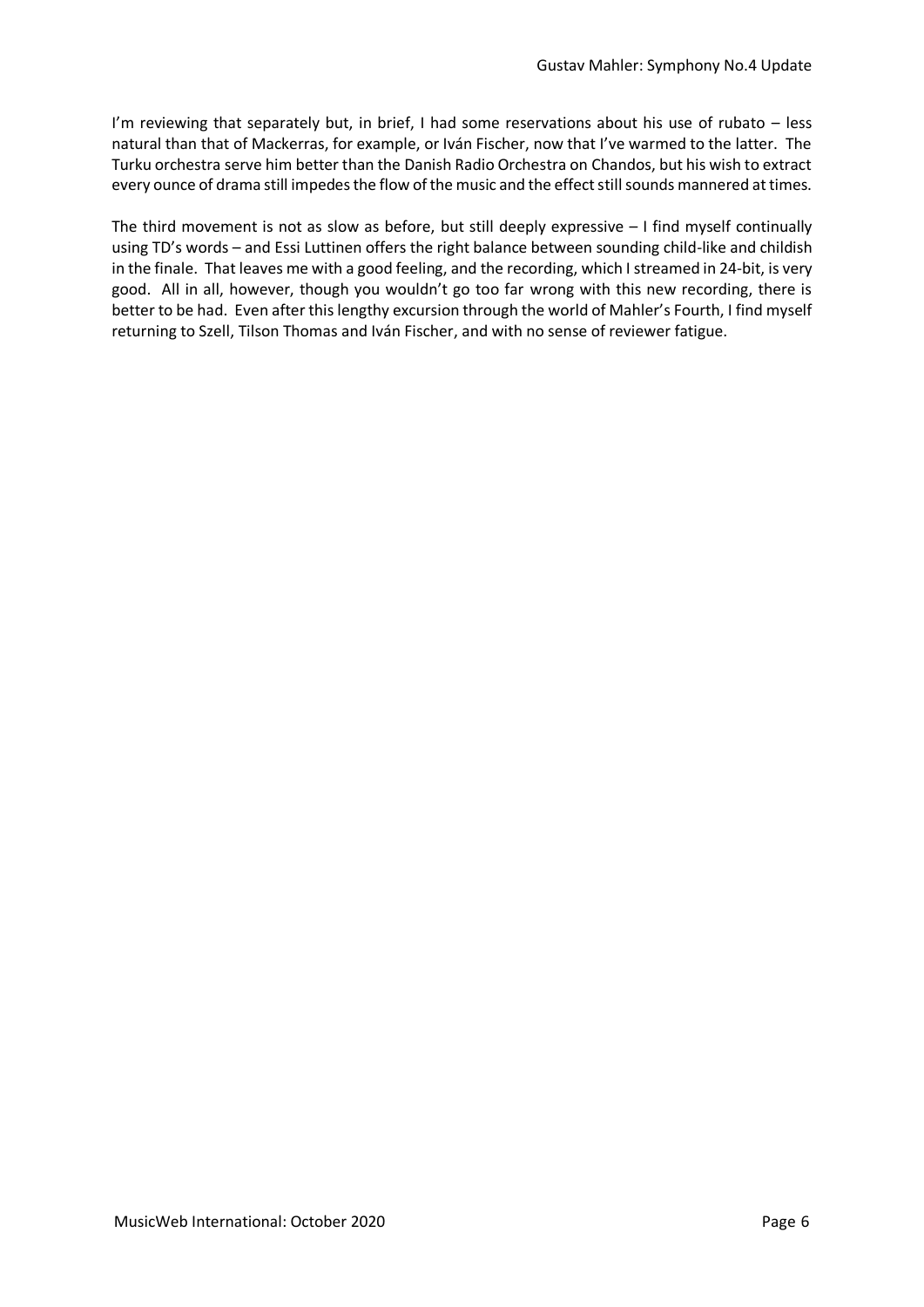I'm reviewing that separately but, in brief, I had some reservations about his use of rubato – less natural than that of Mackerras, for example, or Iván Fischer, now that I've warmed to the latter. The Turku orchestra serve him better than the Danish Radio Orchestra on Chandos, but his wish to extract every ounce of drama still impedes the flow of the music and the effect still sounds mannered at times.

The third movement is not as slow as before, but still deeply expressive – I find myself continually using TD's words – and Essi Luttinen offers the right balance between sounding child-like and childish in the finale. That leaves me with a good feeling, and the recording, which I streamed in 24-bit, is very good. All in all, however, though you wouldn't go too far wrong with this new recording, there is better to be had. Even after this lengthy excursion through the world of Mahler's Fourth, I find myself returning to Szell, Tilson Thomas and Iván Fischer, and with no sense of reviewer fatigue.